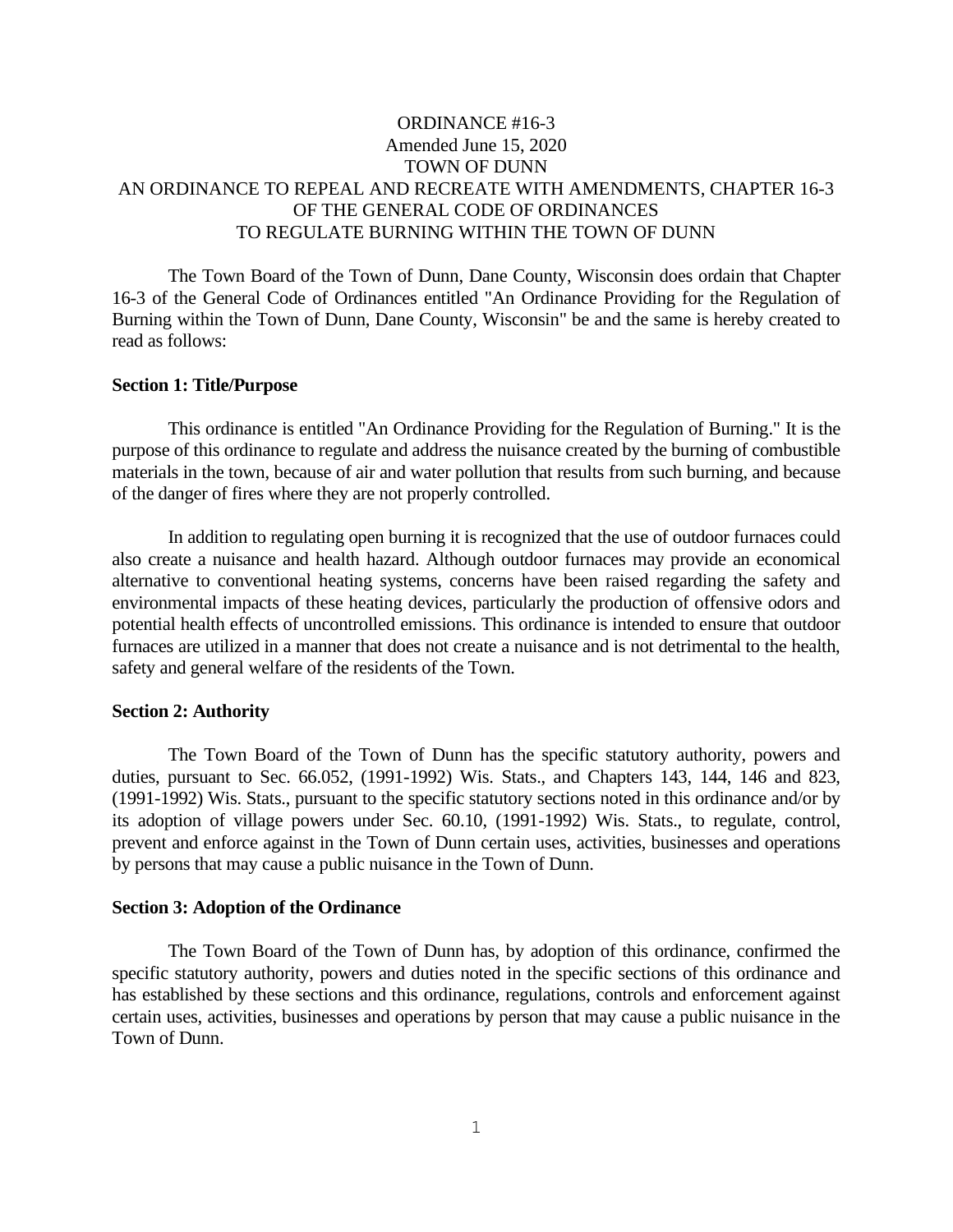# ORDINANCE #16-3
Amended June 15, 2020
TOWN OF DUNN
AN ORDINANCE TO REPEAL AND RECREATE WITH AMENDMENTS, CHAPTER 16-3 OF THE GENERAL CODE OF ORDINANCES
TO REGULATE BURNING WITHIN THE TOWN OF DUNN

The Town Board of the Town of Dunn, Dane County, Wisconsin does ordain that Chapter 16-3 of the General Code of Ordinances entitled "An Ordinance Providing for the Regulation of Burning within the Town of Dunn, Dane County, Wisconsin" be and the same is hereby created to read as follows:

**Section 1: Title/Purpose**

This ordinance is entitled "An Ordinance Providing for the Regulation of Burning." It is the purpose of this ordinance to regulate and address the nuisance created by the burning of combustible materials in the town, because of air and water pollution that results from such burning, and because of the danger of fires where they are not properly controlled.

In addition to regulating open burning it is recognized that the use of outdoor furnaces could also create a nuisance and health hazard. Although outdoor furnaces may provide an economical alternative to conventional heating systems, concerns have been raised regarding the safety and environmental impacts of these heating devices, particularly the production of offensive odors and potential health effects of uncontrolled emissions. This ordinance is intended to ensure that outdoor furnaces are utilized in a manner that does not create a nuisance and is not detrimental to the health, safety and general welfare of the residents of the Town.

**Section 2: Authority**

The Town Board of the Town of Dunn has the specific statutory authority, powers and duties, pursuant to Sec. 66.052, (1991-1992) Wis. Stats., and Chapters 143, 144, 146 and 823, (1991-1992) Wis. Stats., pursuant to the specific statutory sections noted in this ordinance and/or by its adoption of village powers under Sec. 60.10, (1991-1992) Wis. Stats., to regulate, control, prevent and enforce against in the Town of Dunn certain uses, activities, businesses and operations by persons that may cause a public nuisance in the Town of Dunn.

**Section 3: Adoption of the Ordinance**

The Town Board of the Town of Dunn has, by adoption of this ordinance, confirmed the specific statutory authority, powers and duties noted in the specific sections of this ordinance and has established by these sections and this ordinance, regulations, controls and enforcement against certain uses, activities, businesses and operations by person that may cause a public nuisance in the Town of Dunn.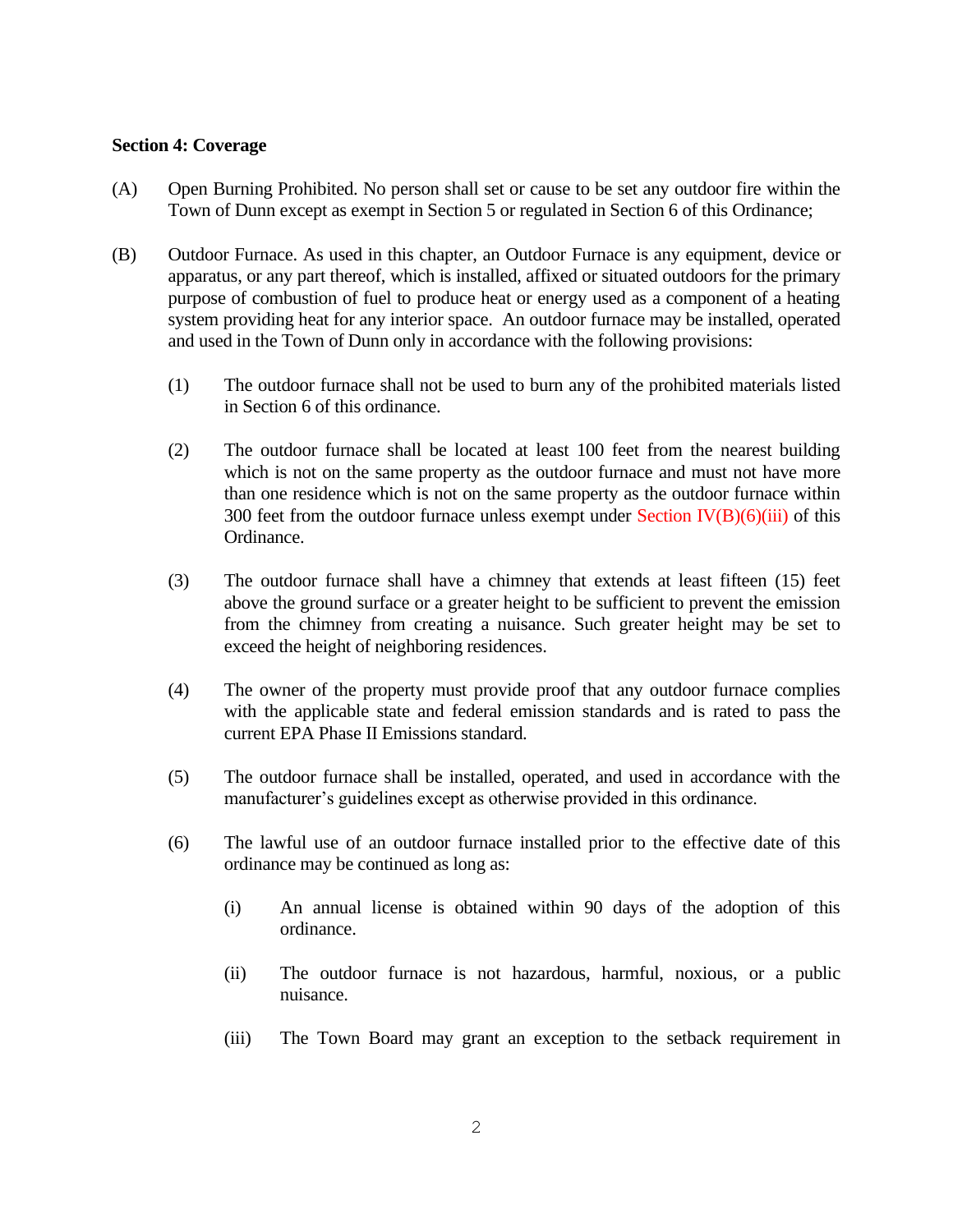**Section 4: Coverage**

(A) Open Burning Prohibited. No person shall set or cause to be set any outdoor fire within the Town of Dunn except as exempt in Section 5 or regulated in Section 6 of this Ordinance;

(B) Outdoor Furnace. As used in this chapter, an Outdoor Furnace is any equipment, device or apparatus, or any part thereof, which is installed, affixed or situated outdoors for the primary purpose of combustion of fuel to produce heat or energy used as a component of a heating system providing heat for any interior space. An outdoor furnace may be installed, operated and used in the Town of Dunn only in accordance with the following provisions:

(1) The outdoor furnace shall not be used to burn any of the prohibited materials listed in Section 6 of this ordinance.

(2) The outdoor furnace shall be located at least 100 feet from the nearest building which is not on the same property as the outdoor furnace and must not have more than one residence which is not on the same property as the outdoor furnace within 300 feet from the outdoor furnace unless exempt under Section IV(B)(6)(iii) of this Ordinance.

(3) The outdoor furnace shall have a chimney that extends at least fifteen (15) feet above the ground surface or a greater height to be sufficient to prevent the emission from the chimney from creating a nuisance. Such greater height may be set to exceed the height of neighboring residences.

(4) The owner of the property must provide proof that any outdoor furnace complies with the applicable state and federal emission standards and is rated to pass the current EPA Phase II Emissions standard.

(5) The outdoor furnace shall be installed, operated, and used in accordance with the manufacturer's guidelines except as otherwise provided in this ordinance.

(6) The lawful use of an outdoor furnace installed prior to the effective date of this ordinance may be continued as long as:

(i) An annual license is obtained within 90 days of the adoption of this ordinance.

(ii) The outdoor furnace is not hazardous, harmful, noxious, or a public nuisance.

(iii) The Town Board may grant an exception to the setback requirement in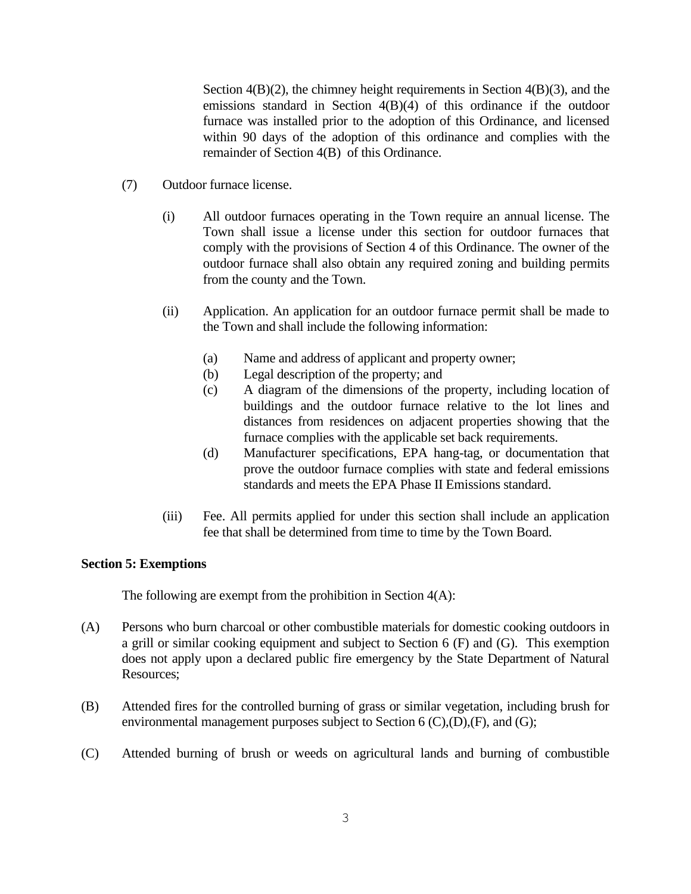Section 4(B)(2), the chimney height requirements in Section 4(B)(3), and the emissions standard in Section 4(B)(4) of this ordinance if the outdoor furnace was installed prior to the adoption of this Ordinance, and licensed within 90 days of the adoption of this ordinance and complies with the remainder of Section 4(B) of this Ordinance.

(7) Outdoor furnace license.

(i) All outdoor furnaces operating in the Town require an annual license. The Town shall issue a license under this section for outdoor furnaces that comply with the provisions of Section 4 of this Ordinance. The owner of the outdoor furnace shall also obtain any required zoning and building permits from the county and the Town.

(ii) Application. An application for an outdoor furnace permit shall be made to the Town and shall include the following information:

(a) Name and address of applicant and property owner;
(b) Legal description of the property; and
(c) A diagram of the dimensions of the property, including location of buildings and the outdoor furnace relative to the lot lines and distances from residences on adjacent properties showing that the furnace complies with the applicable set back requirements.
(d) Manufacturer specifications, EPA hang-tag, or documentation that prove the outdoor furnace complies with state and federal emissions standards and meets the EPA Phase II Emissions standard.

(iii) Fee. All permits applied for under this section shall include an application fee that shall be determined from time to time by the Town Board.

**Section 5: Exemptions**

The following are exempt from the prohibition in Section 4(A):

(A) Persons who burn charcoal or other combustible materials for domestic cooking outdoors in a grill or similar cooking equipment and subject to Section 6 (F) and (G). This exemption does not apply upon a declared public fire emergency by the State Department of Natural Resources;

(B) Attended fires for the controlled burning of grass or similar vegetation, including brush for environmental management purposes subject to Section 6 (C),(D),(F), and (G);

(C) Attended burning of brush or weeds on agricultural lands and burning of combustible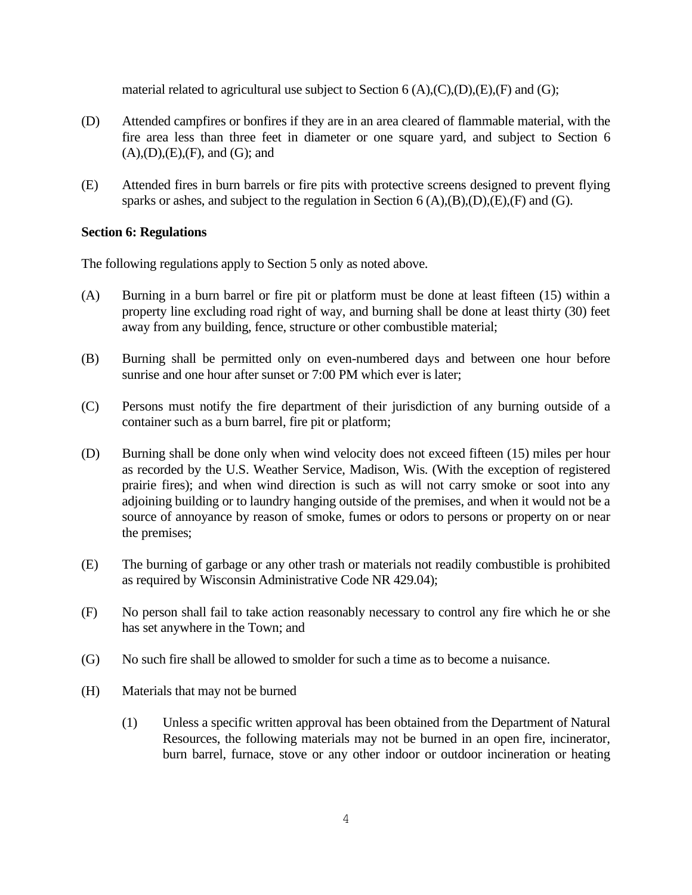material related to agricultural use subject to Section 6 (A),(C),(D),(E),(F) and (G);

(D) Attended campfires or bonfires if they are in an area cleared of flammable material, with the fire area less than three feet in diameter or one square yard, and subject to Section 6 (A),(D),(E),(F), and (G); and

(E) Attended fires in burn barrels or fire pits with protective screens designed to prevent flying sparks or ashes, and subject to the regulation in Section 6 (A),(B),(D),(E),(F) and (G).

**Section 6: Regulations**

The following regulations apply to Section 5 only as noted above.

(A) Burning in a burn barrel or fire pit or platform must be done at least fifteen (15) within a property line excluding road right of way, and burning shall be done at least thirty (30) feet away from any building, fence, structure or other combustible material;

(B) Burning shall be permitted only on even-numbered days and between one hour before sunrise and one hour after sunset or 7:00 PM which ever is later;

(C) Persons must notify the fire department of their jurisdiction of any burning outside of a container such as a burn barrel, fire pit or platform;

(D) Burning shall be done only when wind velocity does not exceed fifteen (15) miles per hour as recorded by the U.S. Weather Service, Madison, Wis. (With the exception of registered prairie fires); and when wind direction is such as will not carry smoke or soot into any adjoining building or to laundry hanging outside of the premises, and when it would not be a source of annoyance by reason of smoke, fumes or odors to persons or property on or near the premises;

(E) The burning of garbage or any other trash or materials not readily combustible is prohibited as required by Wisconsin Administrative Code NR 429.04);

(F) No person shall fail to take action reasonably necessary to control any fire which he or she has set anywhere in the Town; and

(G) No such fire shall be allowed to smolder for such a time as to become a nuisance.

(H) Materials that may not be burned

(1) Unless a specific written approval has been obtained from the Department of Natural Resources, the following materials may not be burned in an open fire, incinerator, burn barrel, furnace, stove or any other indoor or outdoor incineration or heating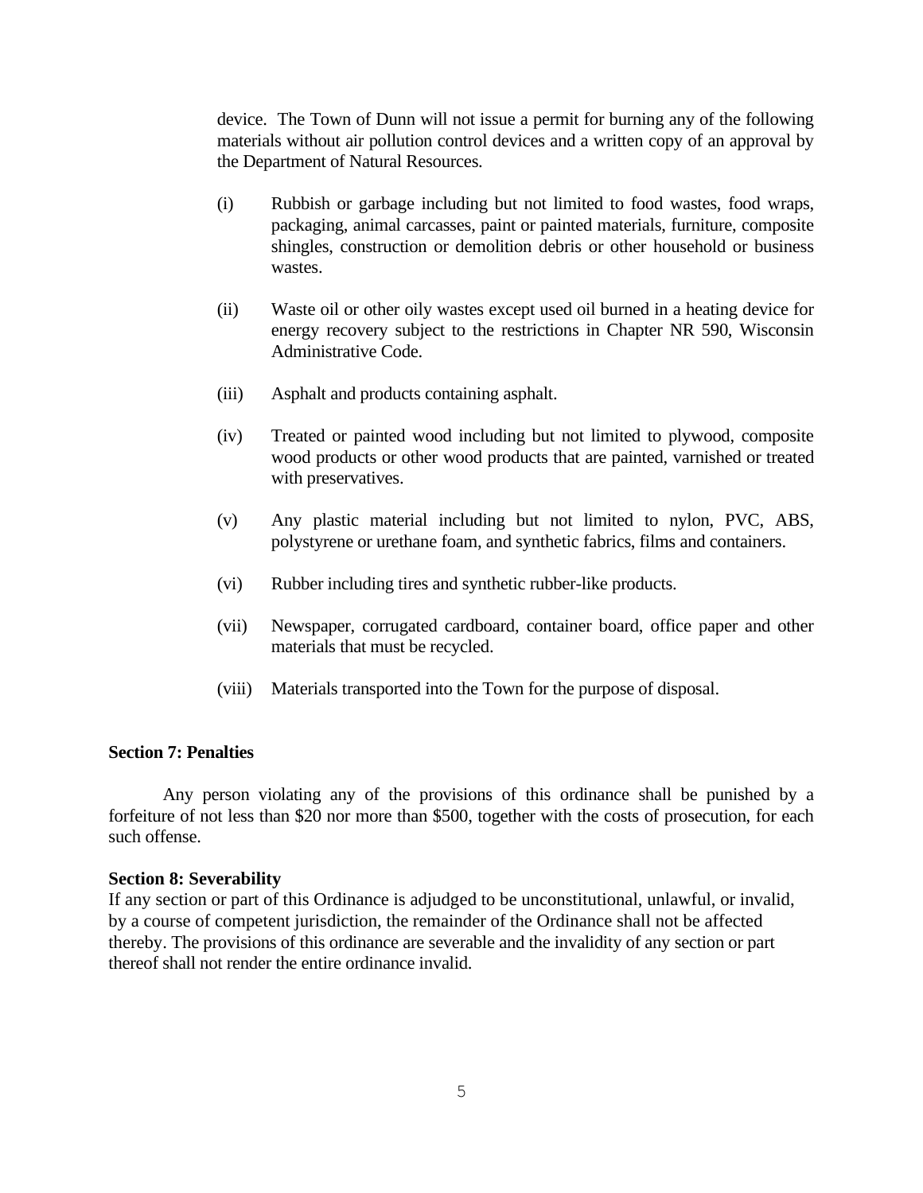device. The Town of Dunn will not issue a permit for burning any of the following materials without air pollution control devices and a written copy of an approval by the Department of Natural Resources.

(i) Rubbish or garbage including but not limited to food wastes, food wraps, packaging, animal carcasses, paint or painted materials, furniture, composite shingles, construction or demolition debris or other household or business wastes.

(ii) Waste oil or other oily wastes except used oil burned in a heating device for energy recovery subject to the restrictions in Chapter NR 590, Wisconsin Administrative Code.

(iii) Asphalt and products containing asphalt.

(iv) Treated or painted wood including but not limited to plywood, composite wood products or other wood products that are painted, varnished or treated with preservatives.

(v) Any plastic material including but not limited to nylon, PVC, ABS, polystyrene or urethane foam, and synthetic fabrics, films and containers.

(vi) Rubber including tires and synthetic rubber-like products.

(vii) Newspaper, corrugated cardboard, container board, office paper and other materials that must be recycled.

(viii) Materials transported into the Town for the purpose of disposal.

**Section 7: Penalties**

Any person violating any of the provisions of this ordinance shall be punished by a forfeiture of not less than $20 nor more than $500, together with the costs of prosecution, for each such offense.

**Section 8: Severability**

If any section or part of this Ordinance is adjudged to be unconstitutional, unlawful, or invalid, by a course of competent jurisdiction, the remainder of the Ordinance shall not be affected thereby. The provisions of this ordinance are severable and the invalidity of any section or part thereof shall not render the entire ordinance invalid.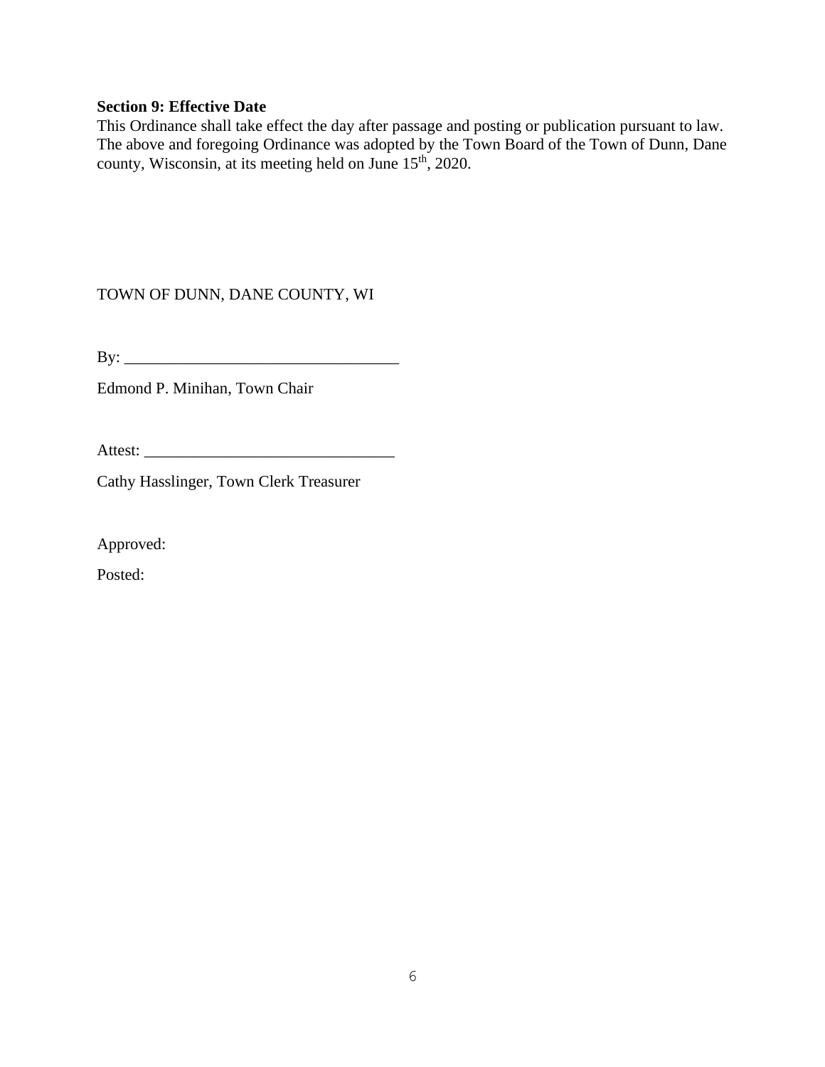**Section 9: Effective Date**

This Ordinance shall take effect the day after passage and posting or publication pursuant to law. The above and foregoing Ordinance was adopted by the Town Board of the Town of Dunn, Dane county, Wisconsin, at its meeting held on June 15th, 2020.

TOWN OF DUNN, DANE COUNTY, WI

By: ___________________________________

Edmond P. Minihan, Town Chair

Attest: ________________________________

Cathy Hasslinger, Town Clerk Treasurer

Approved:

Posted: